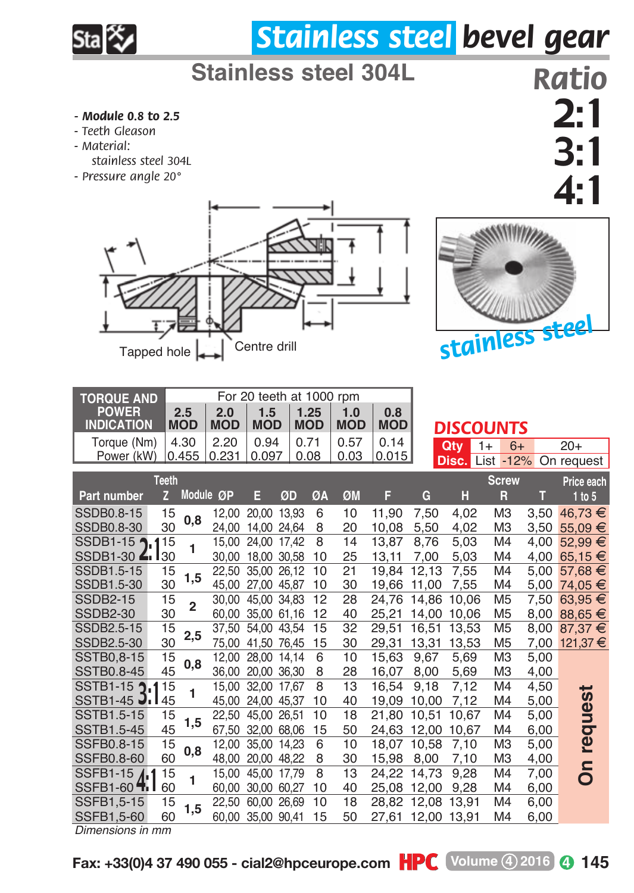# Stainless steel bevel gear

## Stainless steel 304L

**Ratio 2:1 3:1 4:1**

- ***Module* 0.8 to 2.5**
- *Teeth Gleason*
- *Material: stainless steel 304L*
- *Pressure angle 20°*

Tapped hole    Centre drill

stainless steel

| TORQUE AND POWER INDICATION | For 20 teeth at 1000 rpm | | | | | |
|---|---|---|---|---|---|---|
| | 2.5 MOD | 2.0 MOD | 1.5 MOD | 1.25 MOD | 1.0 MOD | 0.8 MOD |
| Torque (Nm) | 4.30 | 2.20 | 0.94 | 0.71 | 0.57 | 0.14 |
| Power (kW) | 0.455 | 0.231 | 0.097 | 0.08 | 0.03 | 0.015 |

**DISCOUNTS**

| Qty | 1+ | 6+ | 20+ |
|---|---|---|---|
| Disc. | List | -12% | On request |

| Part number | Ratio | Teeth Z | Module | ØP | E | ØD | ØA | ØM | F | G | H | Screw R | T | Price each 1 to 5 |
|---|---|---|---|---|---|---|---|---|---|---|---|---|---|---|
| SSDB0.8-15 | 2:1 | 15 | 0,8 | 12,00 | 20,00 | 13,93 | 6 | 10 | 11,90 | 7,50 | 4,02 | M3 | 3,50 | 46,73 € |
| SSDB0.8-30 | 2:1 | 30 | 0,8 | 24,00 | 14,00 | 24,64 | 8 | 20 | 10,08 | 5,50 | 4,02 | M3 | 3,50 | 55,09 € |
| SSDB1-15 | 2:1 | 15 | 1 | 15,00 | 24,00 | 17,42 | 8 | 14 | 13,87 | 8,76 | 5,03 | M4 | 4,00 | 52,99 € |
| SSDB1-30 | 2:1 | 30 | 1 | 30,00 | 18,00 | 30,58 | 10 | 25 | 13,11 | 7,00 | 5,03 | M4 | 4,00 | 65,15 € |
| SSDB1.5-15 | 2:1 | 15 | 1,5 | 22,50 | 35,00 | 26,12 | 10 | 21 | 19,84 | 12,13 | 7,55 | M4 | 5,00 | 57,68 € |
| SSDB1.5-30 | 2:1 | 30 | 1,5 | 45,00 | 27,00 | 45,87 | 10 | 30 | 19,66 | 11,00 | 7,55 | M4 | 5,00 | 74,05 € |
| SSDB2-15 | 2:1 | 15 | 2 | 30,00 | 45,00 | 34,83 | 12 | 28 | 24,76 | 14,86 | 10,06 | M5 | 7,50 | 63,95 € |
| SSDB2-30 | 2:1 | 30 | 2 | 60,00 | 35,00 | 61,16 | 12 | 40 | 25,21 | 14,00 | 10,06 | M5 | 8,00 | 88,65 € |
| SSDB2.5-15 | 2:1 | 15 | 2,5 | 37,50 | 54,00 | 43,54 | 15 | 32 | 29,51 | 16,51 | 13,53 | M5 | 8,00 | 87,37 € |
| SSDB2.5-30 | 2:1 | 30 | 2,5 | 75,00 | 41,50 | 76,45 | 15 | 30 | 29,31 | 13,31 | 13,53 | M5 | 7,00 | 121,37 € |
| SSTB0,8-15 | 3:1 | 15 | 0,8 | 12,00 | 28,00 | 14,14 | 6 | 10 | 15,63 | 9,67 | 5,69 | M3 | 5,00 | On request |
| SSTB0.8-45 | 3:1 | 45 | 0,8 | 36,00 | 20,00 | 36,30 | 8 | 28 | 16,07 | 8,00 | 5,69 | M3 | 4,00 | On request |
| SSTB1-15 | 3:1 | 15 | 1 | 15,00 | 32,00 | 17,67 | 8 | 13 | 16,54 | 9,18 | 7,12 | M4 | 4,50 | On request |
| SSTB1-45 | 3:1 | 45 | 1 | 45,00 | 24,00 | 45,37 | 10 | 40 | 19,09 | 10,00 | 7,12 | M4 | 5,00 | On request |
| SSTB1.5-15 | 3:1 | 15 | 1,5 | 22,50 | 45,00 | 26,51 | 10 | 18 | 21,80 | 10,51 | 10,67 | M4 | 5,00 | On request |
| SSTB1.5-45 | 3:1 | 45 | 1,5 | 67,50 | 32,00 | 68,06 | 15 | 50 | 24,63 | 12,00 | 10,67 | M4 | 6,00 | On request |
| SSFB0.8-15 | 4:1 | 15 | 0,8 | 12,00 | 35,00 | 14,23 | 6 | 10 | 18,07 | 10,58 | 7,10 | M3 | 5,00 | On request |
| SSFB0.8-60 | 4:1 | 60 | 0,8 | 48,00 | 20,00 | 48,22 | 8 | 30 | 15,98 | 8,00 | 7,10 | M3 | 4,00 | On request |
| SSFB1-15 | 4:1 | 15 | 1 | 15,00 | 45,00 | 17,79 | 8 | 13 | 24,22 | 14,73 | 9,28 | M4 | 7,00 | On request |
| SSFB1-60 | 4:1 | 60 | 1 | 60,00 | 30,00 | 60,27 | 10 | 40 | 25,08 | 12,00 | 9,28 | M4 | 6,00 | On request |
| SSFB1,5-15 | 4:1 | 15 | 1,5 | 22,50 | 60,00 | 26,69 | 10 | 18 | 28,82 | 12,08 | 13,91 | M4 | 6,00 | On request |
| SSFB1,5-60 | 4:1 | 60 | 1,5 | 60,00 | 35,00 | 90,41 | 15 | 50 | 27,61 | 12,00 | 13,91 | M4 | 6,00 | On request |

*Dimensions in mm*

Fax: +33(0)4 37 490 055 - cial2@hpceurope.com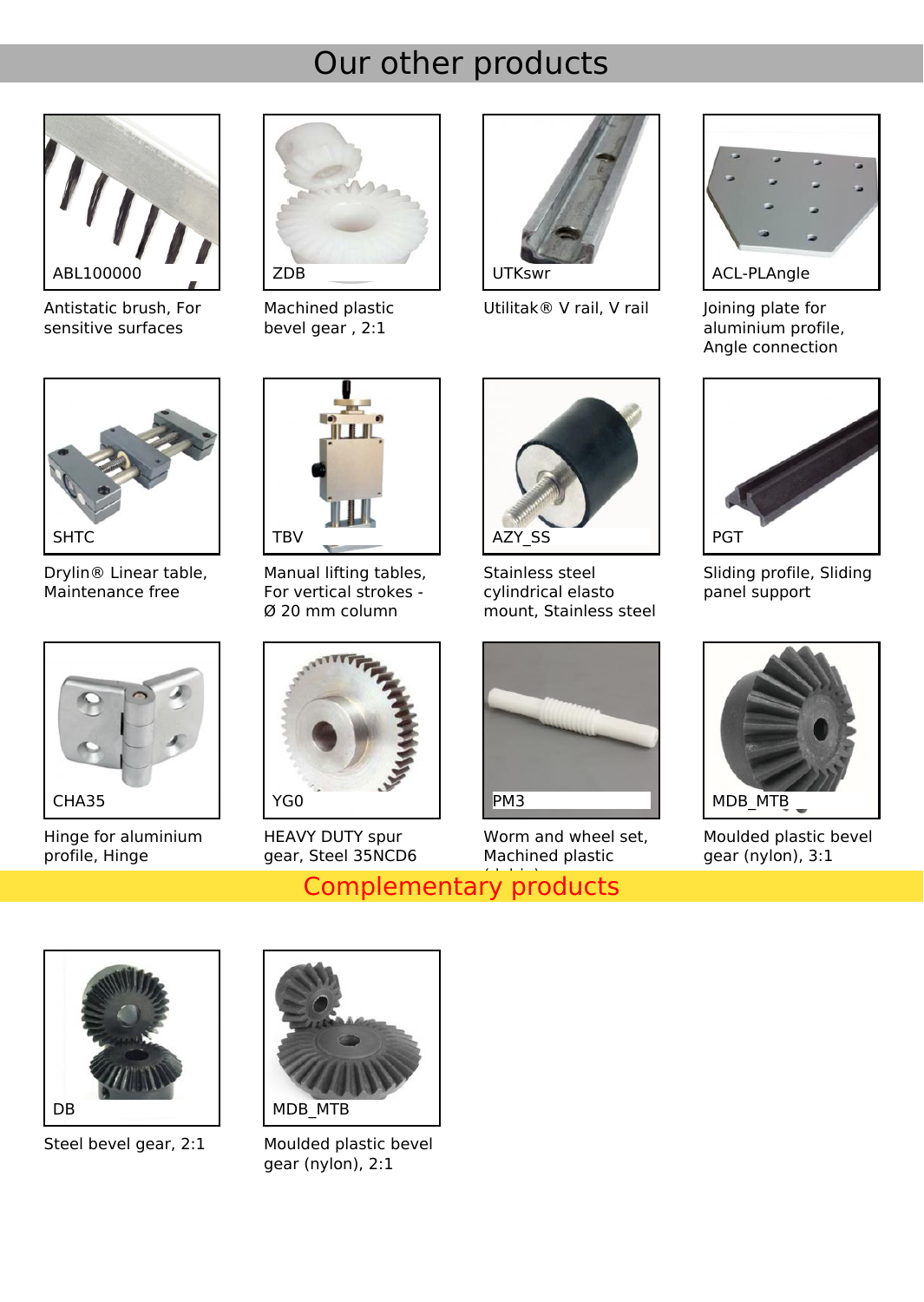# Our other products

ABL100000

Antistatic brush, For sensitive surfaces

ZDB

Machined plastic bevel gear , 2:1

UTKswr

Utilitak® V rail, V rail

ACL-PLAngle

Joining plate for aluminium profile, Angle connection

SHTC

Drylin® Linear table, Maintenance free

TBV

Manual lifting tables, For vertical strokes - Ø 20 mm column

AZY_SS

Stainless steel cylindrical elasto mount, Stainless steel

PGT

Sliding profile, Sliding panel support

CHA35

Hinge for aluminium profile, Hinge

YG0

HEAVY DUTY spur gear, Steel 35NCD6

PM3

Worm and wheel set, Machined plastic

MDB_MTB

Moulded plastic bevel gear (nylon), 3:1

# Complementary products

DB

Steel bevel gear, 2:1

MDB_MTB

Moulded plastic bevel gear (nylon), 2:1